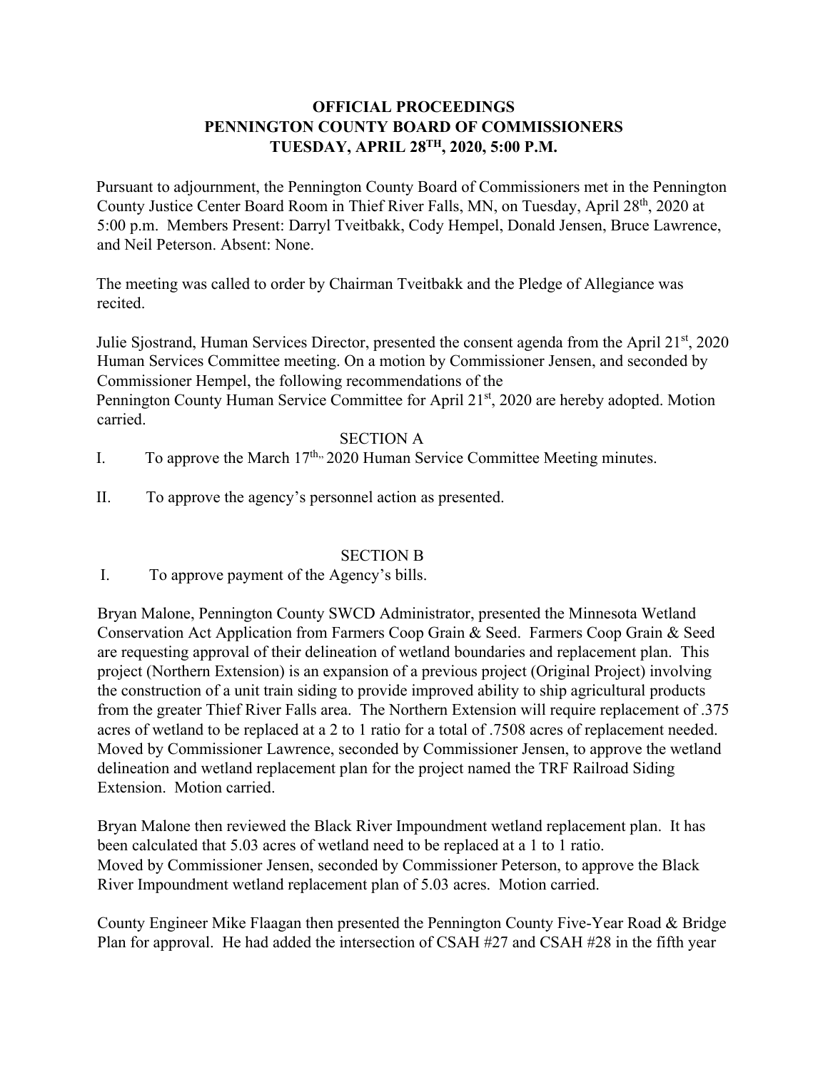**OFFICIAL PROCEEDINGS**
**PENNINGTON COUNTY BOARD OF COMMISSIONERS**
**TUESDAY, APRIL 28TH, 2020, 5:00 P.M.**

Pursuant to adjournment, the Pennington County Board of Commissioners met in the Pennington County Justice Center Board Room in Thief River Falls, MN, on Tuesday, April 28th, 2020 at 5:00 p.m. Members Present: Darryl Tveitbakk, Cody Hempel, Donald Jensen, Bruce Lawrence, and Neil Peterson. Absent: None.

The meeting was called to order by Chairman Tveitbakk and the Pledge of Allegiance was recited.

Julie Sjostrand, Human Services Director, presented the consent agenda from the April 21st, 2020 Human Services Committee meeting. On a motion by Commissioner Jensen, and seconded by Commissioner Hempel, the following recommendations of the Pennington County Human Service Committee for April 21st, 2020 are hereby adopted. Motion carried.

SECTION A

I. To approve the March 17th,, 2020 Human Service Committee Meeting minutes.

II. To approve the agency's personnel action as presented.

SECTION B

I. To approve payment of the Agency's bills.

Bryan Malone, Pennington County SWCD Administrator, presented the Minnesota Wetland Conservation Act Application from Farmers Coop Grain & Seed. Farmers Coop Grain & Seed are requesting approval of their delineation of wetland boundaries and replacement plan. This project (Northern Extension) is an expansion of a previous project (Original Project) involving the construction of a unit train siding to provide improved ability to ship agricultural products from the greater Thief River Falls area. The Northern Extension will require replacement of .375 acres of wetland to be replaced at a 2 to 1 ratio for a total of .7508 acres of replacement needed. Moved by Commissioner Lawrence, seconded by Commissioner Jensen, to approve the wetland delineation and wetland replacement plan for the project named the TRF Railroad Siding Extension. Motion carried.

Bryan Malone then reviewed the Black River Impoundment wetland replacement plan. It has been calculated that 5.03 acres of wetland need to be replaced at a 1 to 1 ratio. Moved by Commissioner Jensen, seconded by Commissioner Peterson, to approve the Black River Impoundment wetland replacement plan of 5.03 acres. Motion carried.

County Engineer Mike Flaagan then presented the Pennington County Five-Year Road & Bridge Plan for approval. He had added the intersection of CSAH #27 and CSAH #28 in the fifth year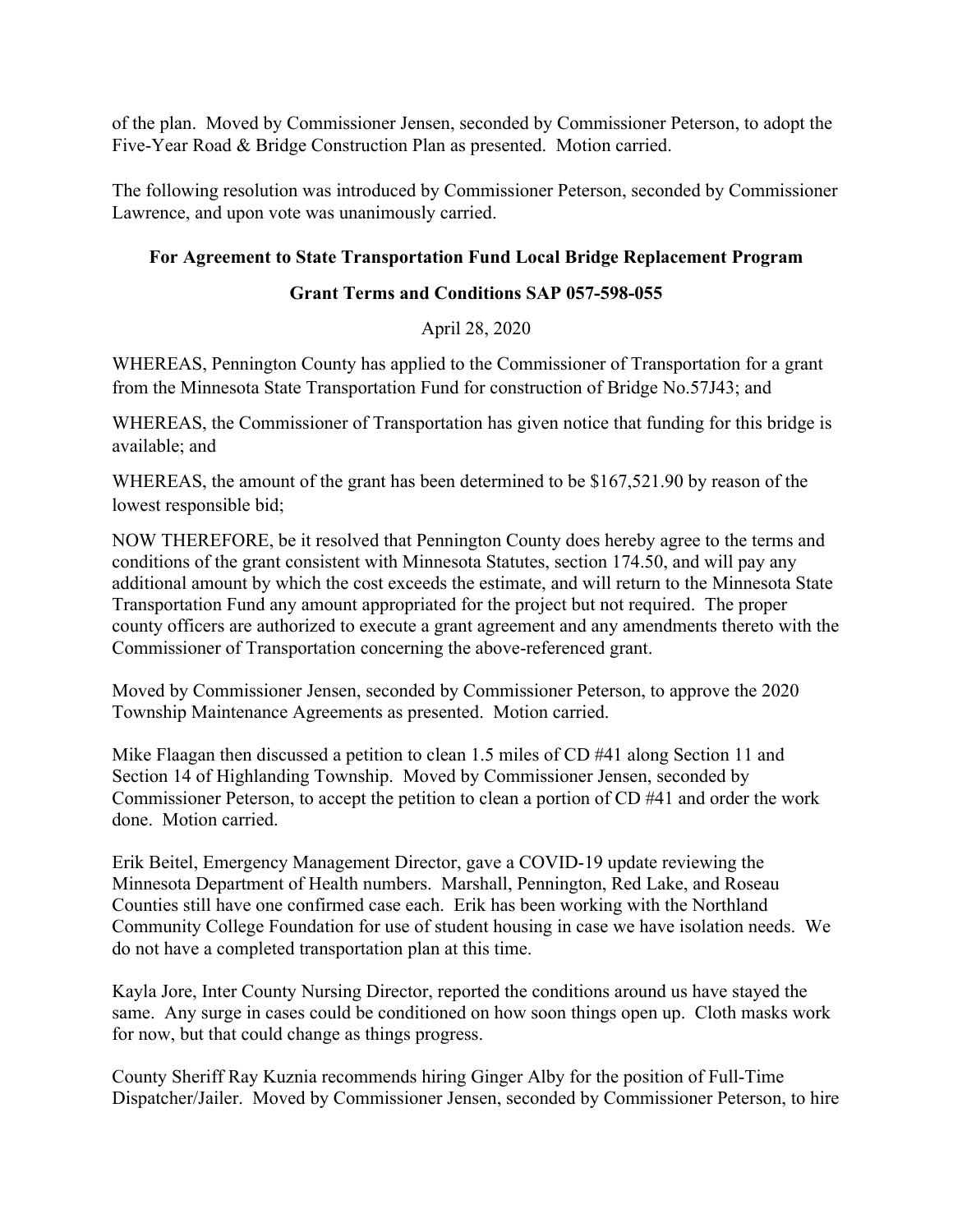of the plan. Moved by Commissioner Jensen, seconded by Commissioner Peterson, to adopt the Five-Year Road & Bridge Construction Plan as presented. Motion carried.

The following resolution was introduced by Commissioner Peterson, seconded by Commissioner Lawrence, and upon vote was unanimously carried.

**For Agreement to State Transportation Fund Local Bridge Replacement Program**

**Grant Terms and Conditions SAP 057-598-055**

April 28, 2020

WHEREAS, Pennington County has applied to the Commissioner of Transportation for a grant from the Minnesota State Transportation Fund for construction of Bridge No.57J43; and

WHEREAS, the Commissioner of Transportation has given notice that funding for this bridge is available; and

WHEREAS, the amount of the grant has been determined to be $167,521.90 by reason of the lowest responsible bid;

NOW THEREFORE, be it resolved that Pennington County does hereby agree to the terms and conditions of the grant consistent with Minnesota Statutes, section 174.50, and will pay any additional amount by which the cost exceeds the estimate, and will return to the Minnesota State Transportation Fund any amount appropriated for the project but not required. The proper county officers are authorized to execute a grant agreement and any amendments thereto with the Commissioner of Transportation concerning the above-referenced grant.

Moved by Commissioner Jensen, seconded by Commissioner Peterson, to approve the 2020 Township Maintenance Agreements as presented. Motion carried.

Mike Flaagan then discussed a petition to clean 1.5 miles of CD #41 along Section 11 and Section 14 of Highlanding Township. Moved by Commissioner Jensen, seconded by Commissioner Peterson, to accept the petition to clean a portion of CD #41 and order the work done. Motion carried.

Erik Beitel, Emergency Management Director, gave a COVID-19 update reviewing the Minnesota Department of Health numbers. Marshall, Pennington, Red Lake, and Roseau Counties still have one confirmed case each. Erik has been working with the Northland Community College Foundation for use of student housing in case we have isolation needs. We do not have a completed transportation plan at this time.

Kayla Jore, Inter County Nursing Director, reported the conditions around us have stayed the same. Any surge in cases could be conditioned on how soon things open up. Cloth masks work for now, but that could change as things progress.

County Sheriff Ray Kuznia recommends hiring Ginger Alby for the position of Full-Time Dispatcher/Jailer. Moved by Commissioner Jensen, seconded by Commissioner Peterson, to hire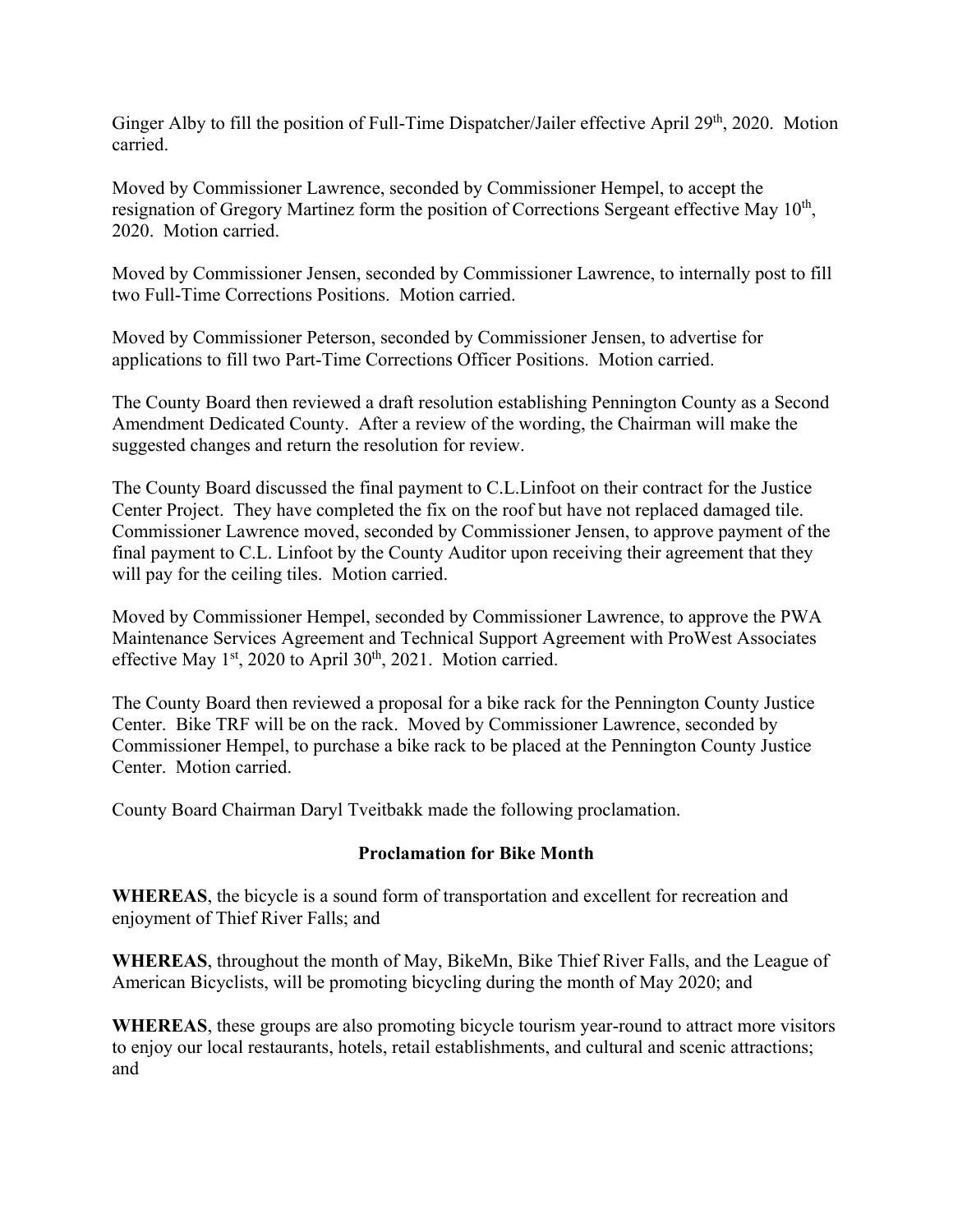Ginger Alby to fill the position of Full-Time Dispatcher/Jailer effective April 29th, 2020. Motion carried.

Moved by Commissioner Lawrence, seconded by Commissioner Hempel, to accept the resignation of Gregory Martinez form the position of Corrections Sergeant effective May 10th, 2020. Motion carried.

Moved by Commissioner Jensen, seconded by Commissioner Lawrence, to internally post to fill two Full-Time Corrections Positions. Motion carried.

Moved by Commissioner Peterson, seconded by Commissioner Jensen, to advertise for applications to fill two Part-Time Corrections Officer Positions. Motion carried.

The County Board then reviewed a draft resolution establishing Pennington County as a Second Amendment Dedicated County. After a review of the wording, the Chairman will make the suggested changes and return the resolution for review.

The County Board discussed the final payment to C.L.Linfoot on their contract for the Justice Center Project. They have completed the fix on the roof but have not replaced damaged tile. Commissioner Lawrence moved, seconded by Commissioner Jensen, to approve payment of the final payment to C.L. Linfoot by the County Auditor upon receiving their agreement that they will pay for the ceiling tiles. Motion carried.

Moved by Commissioner Hempel, seconded by Commissioner Lawrence, to approve the PWA Maintenance Services Agreement and Technical Support Agreement with ProWest Associates effective May 1st, 2020 to April 30th, 2021. Motion carried.

The County Board then reviewed a proposal for a bike rack for the Pennington County Justice Center. Bike TRF will be on the rack. Moved by Commissioner Lawrence, seconded by Commissioner Hempel, to purchase a bike rack to be placed at the Pennington County Justice Center. Motion carried.

County Board Chairman Daryl Tveitbakk made the following proclamation.

**Proclamation for Bike Month**

**WHEREAS**, the bicycle is a sound form of transportation and excellent for recreation and enjoyment of Thief River Falls; and

**WHEREAS**, throughout the month of May, BikeMn, Bike Thief River Falls, and the League of American Bicyclists, will be promoting bicycling during the month of May 2020; and

**WHEREAS**, these groups are also promoting bicycle tourism year-round to attract more visitors to enjoy our local restaurants, hotels, retail establishments, and cultural and scenic attractions; and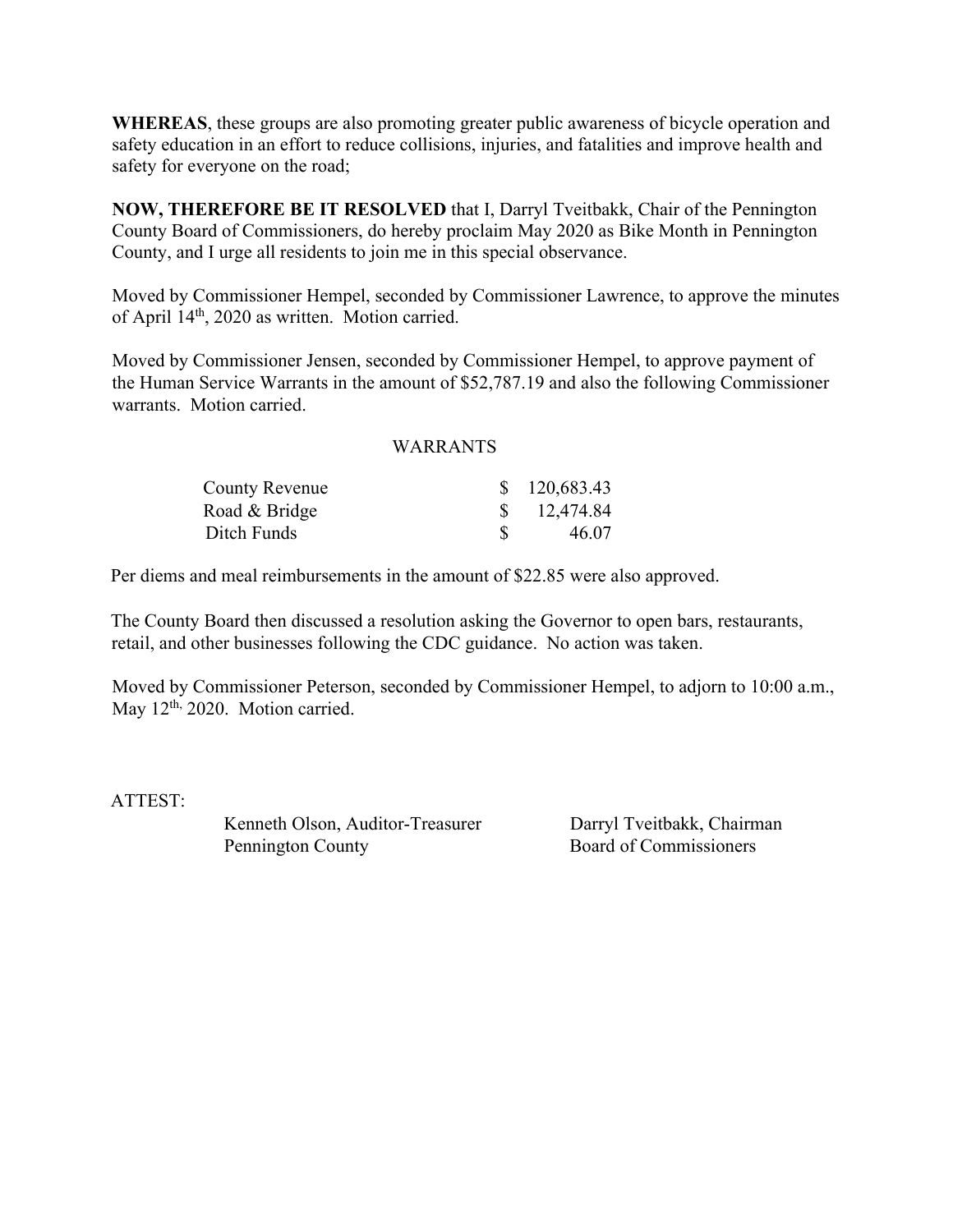**WHEREAS**, these groups are also promoting greater public awareness of bicycle operation and safety education in an effort to reduce collisions, injuries, and fatalities and improve health and safety for everyone on the road;

**NOW, THEREFORE BE IT RESOLVED** that I, Darryl Tveitbakk, Chair of the Pennington County Board of Commissioners, do hereby proclaim May 2020 as Bike Month in Pennington County, and I urge all residents to join me in this special observance.

Moved by Commissioner Hempel, seconded by Commissioner Lawrence, to approve the minutes of April 14th, 2020 as written. Motion carried.

Moved by Commissioner Jensen, seconded by Commissioner Hempel, to approve payment of the Human Service Warrants in the amount of $52,787.19 and also the following Commissioner warrants. Motion carried.

WARRANTS

| | |
|---|---|
| County Revenue | $ 120,683.43 |
| Road & Bridge | $ 12,474.84 |
| Ditch Funds | $ 46.07 |

Per diems and meal reimbursements in the amount of $22.85 were also approved.

The County Board then discussed a resolution asking the Governor to open bars, restaurants, retail, and other businesses following the CDC guidance. No action was taken.

Moved by Commissioner Peterson, seconded by Commissioner Hempel, to adjorn to 10:00 a.m., May 12th, 2020. Motion carried.

ATTEST:

Kenneth Olson, Auditor-Treasurer
Pennington County

Darryl Tveitbakk, Chairman
Board of Commissioners